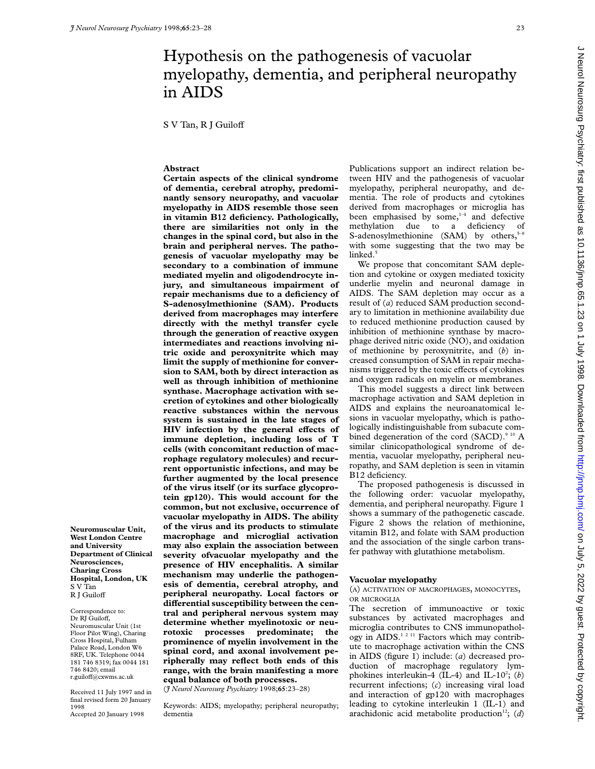# Hypothesis on the pathogenesis of vacuolar myelopathy, dementia, and peripheral neuropathy in AIDS

S V Tan, R J Guiloff

Neuromuscular Unit, West London Centre and University Department of Clinical Neurosciences, Charing Cross Hospital, London, UK
S V Tan
R J Guiloff

Correspondence to: Dr RJ Guiloff, Neuromuscular Unit (1st Floor Pilot Wing), Charing Cross Hospital, Fulham Palace Road, London W6 8RF, UK. Telephone 0044 181 746 8319; fax 0044 181 746 8420; email r.guiloff@cxwms.ac.uk

Received 11 July 1997 and in final revised form 20 January 1998
Accepted 20 January 1998

## Abstract

**Certain aspects of the clinical syndrome of dementia, cerebral atrophy, predominantly sensory neuropathy, and vacuolar myelopathy in AIDS resemble those seen in vitamin B12 deficiency. Pathologically, there are similarities not only in the changes in the spinal cord, but also in the brain and peripheral nerves. The pathogenesis of vacuolar myelopathy may be secondary to a combination of immune mediated myelin and oligodendrocyte injury, and simultaneous impairment of repair mechanisms due to a deficiency of S-adenosylmethionine (SAM). Products derived from macrophages may interfere directly with the methyl transfer cycle through the generation of reactive oxygen intermediates and reactions involving nitric oxide and peroxynitrite which may limit the supply of methionine for conversion to SAM, both by direct interaction as well as through inhibition of methionine synthase. Macrophage activation with secretion of cytokines and other biologically reactive substances within the nervous system is sustained in the late stages of HIV infection by the general effects of immune depletion, including loss of T cells (with concomitant reduction of macrophage regulatory molecules) and recurrent opportunistic infections, and may be further augmented by the local presence of the virus itself (or its surface glycoprotein gp120). This would account for the common, but not exclusive, occurrence of vacuolar myelopathy in AIDS. The ability of the virus and its products to stimulate macrophage and microglial activation may also explain the association between severity ofvacuolar myelopathy and the presence of HIV encephalitis. A similar mechanism may underlie the pathogenesis of dementia, cerebral atrophy, and peripheral neuropathy. Local factors or differential susceptibility between the central and peripheral nervous system may determine whether myelinotoxic or neurotoxic processes predominate; the prominence of myelin involvement in the spinal cord, and axonal involvement peripherally may reflect both ends of this range, with the brain manifesting a more equal balance of both processes.**

(*J Neurol Neurosurg Psychiatry* 1998;**65**:23–28)

Keywords: AIDS; myelopathy; peripheral neuropathy; dementia

Publications support an indirect relation between HIV and the pathogenesis of vacuolar myelopathy, peripheral neuropathy, and dementia. The role of products and cytokines derived from macrophages or microglia has been emphasised by some,[1–4] and defective methylation due to a deficiency of S-adenosylmethionine (SAM) by others,[5–8] with some suggesting that the two may be linked.[5]

We propose that concomitant SAM depletion and cytokine or oxygen mediated toxicity underlie myelin and neuronal damage in AIDS. The SAM depletion may occur as a result of (*a*) reduced SAM production secondary to limitation in methionine availability due to reduced methionine production caused by inhibition of methionine synthase by macrophage derived nitric oxide (NO), and oxidation of methionine by peroxynitrite, and (*b*) increased consumption of SAM in repair mechanisms triggered by the toxic effects of cytokines and oxygen radicals on myelin or membranes.

This model suggests a direct link between macrophage activation and SAM depletion in AIDS and explains the neuroanatomical lesions in vacuolar myelopathy, which is pathologically indistinguishable from subacute combined degeneration of the cord (SACD).[9 10] A similar clinicopathological syndrome of dementia, vacuolar myelopathy, peripheral neuropathy, and SAM depletion is seen in vitamin B12 deficiency.

The proposed pathogenesis is discussed in the following order: vacuolar myelopathy, dementia, and peripheral neuropathy. Figure 1 shows a summary of the pathogenetic cascade. Figure 2 shows the relation of methionine, vitamin B12, and folate with SAM production and the association of the single carbon transfer pathway with glutathione metabolism.

## Vacuolar myelopathy

### (A) Activation of macrophages, monocytes, or microglia

The secretion of immunoactive or toxic substances by activated macrophages and microglia contributes to CNS immunopathology in AIDS.[1 2 11] Factors which may contribute to macrophage activation within the CNS in AIDS (figure 1) include: (*a*) decreased production of macrophage regulatory lymphokines interleukin-4 (IL-4) and IL-10[2]; (*b*) recurrent infections; (*c*) increasing viral load and interaction of gp120 with macrophages leading to cytokine interleukin 1 (IL-1) and arachidonic acid metabolite production[12]; (*d*)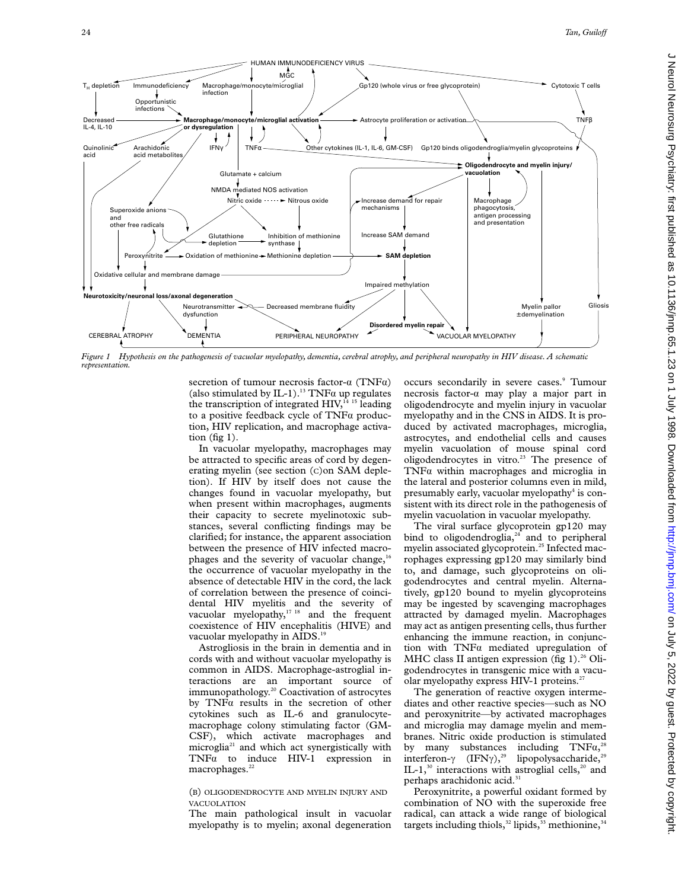*Figure 1 Hypothesis on the pathogenesis of vacuolar myelopathy, dementia, cerebral atrophy, and peripheral neuropathy in HIV disease. A schematic representation.*

secretion of tumour necrosis factor-α (TNFα) (also stimulated by IL-1).[13] TNFα up regulates the transcription of integrated HIV,[14 15] leading to a positive feedback cycle of TNFα production, HIV replication, and macrophage activation (fig 1).

In vacuolar myelopathy, macrophages may be attracted to specific areas of cord by degenerating myelin (see section (C)on SAM depletion). If HIV by itself does not cause the changes found in vacuolar myelopathy, but when present within macrophages, augments their capacity to secrete myelinotoxic substances, several conflicting findings may be clarified; for instance, the apparent association between the presence of HIV infected macrophages and the severity of vacuolar change,[16] the occurrence of vacuolar myelopathy in the absence of detectable HIV in the cord, the lack of correlation between the presence of coincidental HIV myelitis and the severity of vacuolar myelopathy,[17 18] and the frequent coexistence of HIV encephalitis (HIVE) and vacuolar myelopathy in AIDS.[19]

Astrogliosis in the brain in dementia and in cords with and without vacuolar myelopathy is common in AIDS. Macrophage-astroglial interactions are an important source of immunopathology.[20] Coactivation of astrocytes by TNFα results in the secretion of other cytokines such as IL-6 and granulocyte-macrophage colony stimulating factor (GM-CSF), which activate macrophages and microglia[21] and which act synergistically with TNFα to induce HIV-1 expression in macrophages.[22]

### (B) OLIGODENDROCYTE AND MYELIN INJURY AND VACUOLATION

The main pathological insult in vacuolar myelopathy is to myelin; axonal degeneration occurs secondarily in severe cases.[9] Tumour necrosis factor-α may play a major part in oligodendrocyte and myelin injury in vacuolar myelopathy and in the CNS in AIDS. It is produced by activated macrophages, microglia, astrocytes, and endothelial cells and causes myelin vacuolation of mouse spinal cord oligodendrocytes in vitro.[23] The presence of TNFα within macrophages and microglia in the lateral and posterior columns even in mild, presumably early, vacuolar myelopathy[4] is consistent with its direct role in the pathogenesis of myelin vacuolation in vacuolar myelopathy.

The viral surface glycoprotein gp120 may bind to oligodendroglia,[24] and to peripheral myelin associated glycoprotein.[25] Infected macrophages expressing gp120 may similarly bind to, and damage, such glycoproteins on oligodendrocytes and central myelin. Alternatively, gp120 bound to myelin glycoproteins may be ingested by scavenging macrophages attracted by damaged myelin. Macrophages may act as antigen presenting cells, thus further enhancing the immune reaction, in conjunction with TNFα mediated upregulation of MHC class II antigen expression (fig 1).[26] Oligodendrocytes in transgenic mice with a vacuolar myelopathy express HIV-1 proteins.[27]

The generation of reactive oxygen intermediates and other reactive species—such as NO and peroxynitrite—by activated macrophages and microglia may damage myelin and membranes. Nitric oxide production is stimulated by many substances including TNFα,[28] interferon-γ (IFNγ),[29] lipopolysaccharide,[29] IL-1,[30] interactions with astroglial cells,[20] and perhaps arachidonic acid.[31]

Peroxynitrite, a powerful oxidant formed by combination of NO with the superoxide free radical, can attack a wide range of biological targets including thiols,[32] lipids,[33] methionine,[34]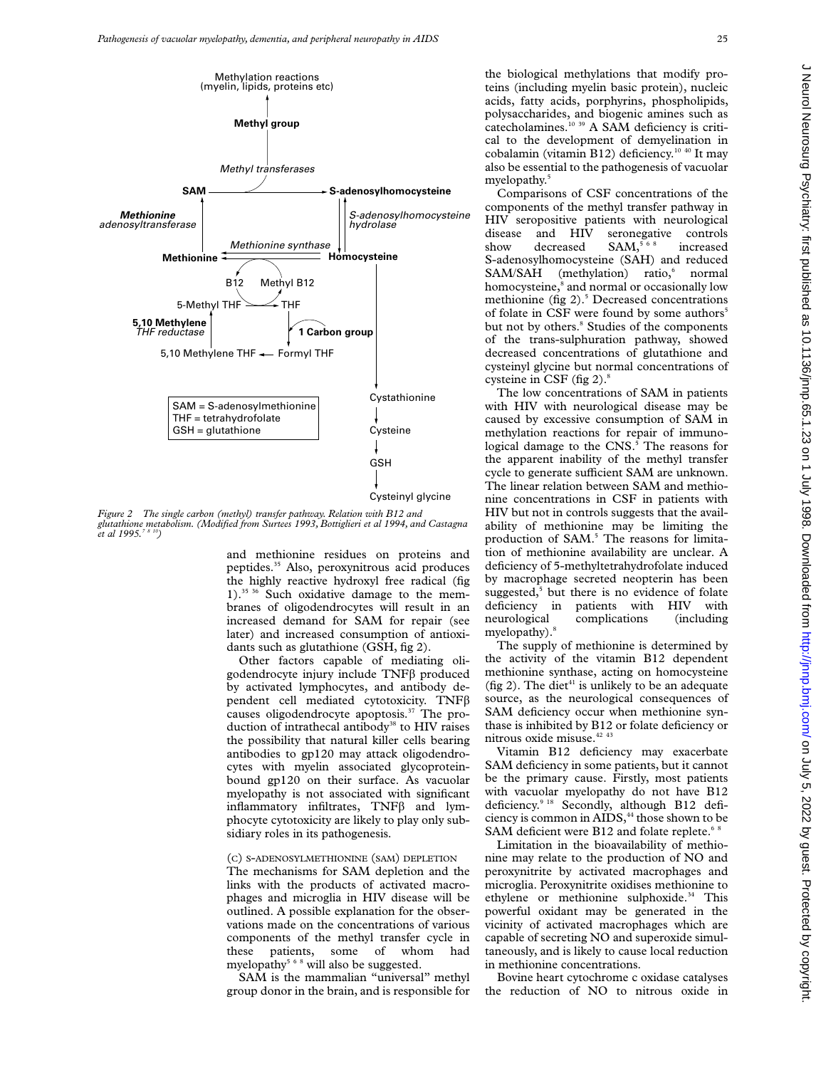Figure 2 The single carbon (methyl) transfer pathway. Relation with B12 and glutathione metabolism. (Modified from Surtees 1993, Bottiglieri et al 1994, and Castagna et al 1995.[7 8 10])

and methionine residues on proteins and peptides.[35] Also, peroxynitrous acid produces the highly reactive hydroxyl free radical (fig 1).[35 36] Such oxidative damage to the membranes of oligodendrocytes will result in an increased demand for SAM for repair (see later) and increased consumption of antioxidants such as glutathione (GSH, fig 2).

Other factors capable of mediating oligodendrocyte injury include TNFβ produced by activated lymphocytes, and antibody dependent cell mediated cytotoxicity. TNFβ causes oligodendrocyte apoptosis.[37] The production of intrathecal antibody[38] to HIV raises the possibility that natural killer cells bearing antibodies to gp120 may attack oligodendrocytes with myelin associated glycoprotein-bound gp120 on their surface. As vacuolar myelopathy is not associated with significant inflammatory infiltrates, TNFβ and lymphocyte cytotoxicity are likely to play only subsidiary roles in its pathogenesis.

### (C) S-ADENOSYLMETHIONINE (SAM) DEPLETION

The mechanisms for SAM depletion and the links with the products of activated macrophages and microglia in HIV disease will be outlined. A possible explanation for the observations made on the concentrations of various components of the methyl transfer cycle in these patients, some of whom had myelopathy[5 6 8] will also be suggested.

SAM is the mammalian "universal" methyl group donor in the brain, and is responsible for the biological methylations that modify proteins (including myelin basic protein), nucleic acids, fatty acids, porphyrins, phospholipids, polysaccharides, and biogenic amines such as catecholamines.[10 39] A SAM deficiency is critical to the development of demyelination in cobalamin (vitamin B12) deficiency.[10 40] It may also be essential to the pathogenesis of vacuolar myelopathy.[5]

Comparisons of CSF concentrations of the components of the methyl transfer pathway in HIV seropositive patients with neurological disease and HIV seronegative controls show decreased SAM,[5 6 8] increased S-adenosylhomocysteine (SAH) and reduced SAM/SAH (methylation) ratio,[6] normal homocysteine,[8] and normal or occasionally low methionine (fig 2).[5] Decreased concentrations of folate in CSF were found by some authors[5] but not by others.[8] Studies of the components of the trans-sulphuration pathway, showed decreased concentrations of glutathione and cysteinyl glycine but normal concentrations of cysteine in CSF (fig 2).[8]

The low concentrations of SAM in patients with HIV with neurological disease may be caused by excessive consumption of SAM in methylation reactions for repair of immunological damage to the CNS.[5] The reasons for the apparent inability of the methyl transfer cycle to generate sufficient SAM are unknown. The linear relation between SAM and methionine concentrations in CSF in patients with HIV but not in controls suggests that the availability of methionine may be limiting the production of SAM.[5] The reasons for limitation of methionine availability are unclear. A deficiency of 5-methyltetrahydrofolate induced by macrophage secreted neopterin has been suggested,[5] but there is no evidence of folate deficiency in patients with HIV with neurological complications (including myelopathy).[8]

The supply of methionine is determined by the activity of the vitamin B12 dependent methionine synthase, acting on homocysteine (fig 2). The diet[41] is unlikely to be an adequate source, as the neurological consequences of SAM deficiency occur when methionine synthase is inhibited by B12 or folate deficiency or nitrous oxide misuse.[42 43]

Vitamin B12 deficiency may exacerbate SAM deficiency in some patients, but it cannot be the primary cause. Firstly, most patients with vacuolar myelopathy do not have B12 deficiency.[9 18] Secondly, although B12 deficiency is common in AIDS,[44] those shown to be SAM deficient were B12 and folate replete.[6 8]

Limitation in the bioavailability of methionine may relate to the production of NO and peroxynitrite by activated macrophages and microglia. Peroxynitrite oxidises methionine to ethylene or methionine sulphoxide.[34] This powerful oxidant may be generated in the vicinity of activated macrophages which are capable of secreting NO and superoxide simultaneously, and is likely to cause local reduction in methionine concentrations.

Bovine heart cytochrome c oxidase catalyses the reduction of NO to nitrous oxide in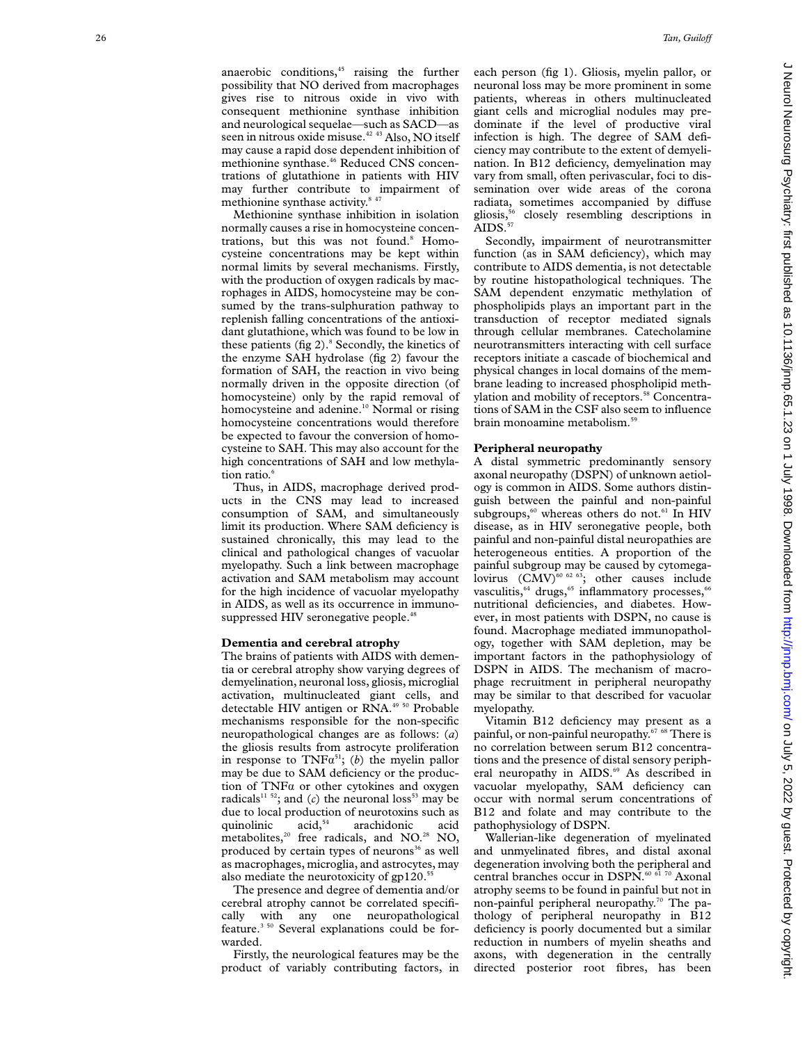anaerobic conditions,[45] raising the further possibility that NO derived from macrophages gives rise to nitrous oxide in vivo with consequent methionine synthase inhibition and neurological sequelae—such as SACD—as seen in nitrous oxide misuse.[42 43] Also, NO itself may cause a rapid dose dependent inhibition of methionine synthase.[46] Reduced CNS concentrations of glutathione in patients with HIV may further contribute to impairment of methionine synthase activity.[8 47]

Methionine synthase inhibition in isolation normally causes a rise in homocysteine concentrations, but this was not found.[8] Homocysteine concentrations may be kept within normal limits by several mechanisms. Firstly, with the production of oxygen radicals by macrophages in AIDS, homocysteine may be consumed by the trans-sulphuration pathway to replenish falling concentrations of the antioxidant glutathione, which was found to be low in these patients (fig 2).[8] Secondly, the kinetics of the enzyme SAH hydrolase (fig 2) favour the formation of SAH, the reaction in vivo being normally driven in the opposite direction (of homocysteine) only by the rapid removal of homocysteine and adenine.[10] Normal or rising homocysteine concentrations would therefore be expected to favour the conversion of homocysteine to SAH. This may also account for the high concentrations of SAH and low methylation ratio.[6]

Thus, in AIDS, macrophage derived products in the CNS may lead to increased consumption of SAM, and simultaneously limit its production. Where SAM deficiency is sustained chronically, this may lead to the clinical and pathological changes of vacuolar myelopathy. Such a link between macrophage activation and SAM metabolism may account for the high incidence of vacuolar myelopathy in AIDS, as well as its occurrence in immunosuppressed HIV seronegative people.[48]

## Dementia and cerebral atrophy

The brains of patients with AIDS with dementia or cerebral atrophy show varying degrees of demyelination, neuronal loss, gliosis, microglial activation, multinucleated giant cells, and detectable HIV antigen or RNA.[49 50] Probable mechanisms responsible for the non-specific neuropathological changes are as follows: (*a*) the gliosis results from astrocyte proliferation in response to TNFα[51]; (*b*) the myelin pallor may be due to SAM deficiency or the production of TNFα or other cytokines and oxygen radicals[11 52]; and (*c*) the neuronal loss[53] may be due to local production of neurotoxins such as quinolinic acid,[54] arachidonic acid metabolites,[20] free radicals, and NO.[28] NO, produced by certain types of neurons[36] as well as macrophages, microglia, and astrocytes, may also mediate the neurotoxicity of gp120.[55]

The presence and degree of dementia and/or cerebral atrophy cannot be correlated specifically with any one neuropathological feature.[3 50] Several explanations could be forwarded.

Firstly, the neurological features may be the product of variably contributing factors, in each person (fig 1). Gliosis, myelin pallor, or neuronal loss may be more prominent in some patients, whereas in others multinucleated giant cells and microglial nodules may predominate if the level of productive viral infection is high. The degree of SAM deficiency may contribute to the extent of demyelination. In B12 deficiency, demyelination may vary from small, often perivascular, foci to dissemination over wide areas of the corona radiata, sometimes accompanied by diffuse gliosis,[56] closely resembling descriptions in AIDS.[57]

Secondly, impairment of neurotransmitter function (as in SAM deficiency), which may contribute to AIDS dementia, is not detectable by routine histopathological techniques. The SAM dependent enzymatic methylation of phospholipids plays an important part in the transduction of receptor mediated signals through cellular membranes. Catecholamine neurotransmitters interacting with cell surface receptors initiate a cascade of biochemical and physical changes in local domains of the membrane leading to increased phospholipid methylation and mobility of receptors.[58] Concentrations of SAM in the CSF also seem to influence brain monoamine metabolism.[59]

## Peripheral neuropathy

A distal symmetric predominantly sensory axonal neuropathy (DSPN) of unknown aetiology is common in AIDS. Some authors distinguish between the painful and non-painful subgroups,[60] whereas others do not.[61] In HIV disease, as in HIV seronegative people, both painful and non-painful distal neuropathies are heterogeneous entities. A proportion of the painful subgroup may be caused by cytomegalovirus (CMV)[60 62 63]; other causes include vasculitis,[64] drugs,[65] inflammatory processes,[66] nutritional deficiencies, and diabetes. However, in most patients with DSPN, no cause is found. Macrophage mediated immunopathology, together with SAM depletion, may be important factors in the pathophysiology of DSPN in AIDS. The mechanism of macrophage recruitment in peripheral neuropathy may be similar to that described for vacuolar myelopathy.

Vitamin B12 deficiency may present as a painful, or non-painful neuropathy.[67 68] There is no correlation between serum B12 concentrations and the presence of distal sensory peripheral neuropathy in AIDS.[69] As described in vacuolar myelopathy, SAM deficiency can occur with normal serum concentrations of B12 and folate and may contribute to the pathophysiology of DSPN.

Wallerian-like degeneration of myelinated and unmyelinated fibres, and distal axonal degeneration involving both the peripheral and central branches occur in DSPN.[60 61 70] Axonal atrophy seems to be found in painful but not in non-painful peripheral neuropathy.[70] The pathology of peripheral neuropathy in B12 deficiency is poorly documented but a similar reduction in numbers of myelin sheaths and axons, with degeneration in the centrally directed posterior root fibres, has been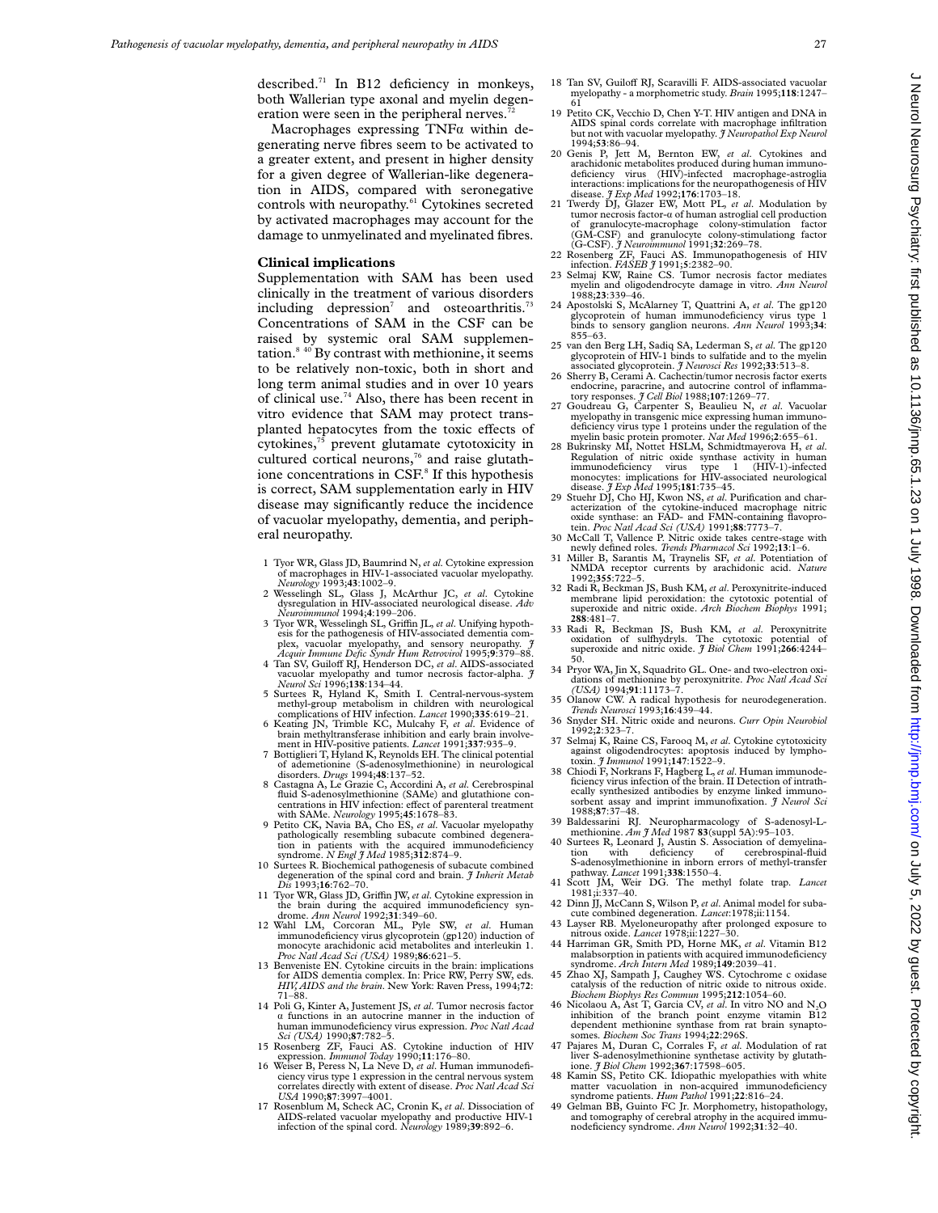described.[71] In B12 deficiency in monkeys, both Wallerian type axonal and myelin degeneration were seen in the peripheral nerves.[72]

Macrophages expressing TNFα within degenerating nerve fibres seem to be activated to a greater extent, and present in higher density for a given degree of Wallerian-like degeneration in AIDS, compared with seronegative controls with neuropathy.[61] Cytokines secreted by activated macrophages may account for the damage to unmyelinated and myelinated fibres.

## Clinical implications

Supplementation with SAM has been used clinically in the treatment of various disorders including depression[7] and osteoarthritis.[73] Concentrations of SAM in the CSF can be raised by systemic oral SAM supplementation.[8 40] By contrast with methionine, it seems to be relatively non-toxic, both in short and long term animal studies and in over 10 years of clinical use.[74] Also, there has been recent in vitro evidence that SAM may protect transplanted hepatocytes from the toxic effects of cytokines,[75] prevent glutamate cytotoxicity in cultured cortical neurons,[76] and raise glutathione concentrations in CSF.[8] If this hypothesis is correct, SAM supplementation early in HIV disease may significantly reduce the incidence of vacuolar myelopathy, dementia, and peripheral neuropathy.

1. Tyor WR, Glass JD, Baumrind N, *et al*. Cytokine expression of macrophages in HIV-1-associated vacuolar myelopathy. *Neurology* 1993;**43**:1002–9.
2. Wesselingh SL, Glass J, McArthur JC, *et al*. Cytokine dysregulation in HIV-associated neurological disease. *Adv Neuroimmunol* 1994;**4**:199–206.
3. Tyor WR, Wesselingh SL, Griffin JL, *et al*. Unifying hypothesis for the pathogenesis of HIV-associated dementia complex, vacuolar myelopathy, and sensory neuropathy. *J Acquir Immune Defic Syndr Hum Retrovirol* 1995;**9**:379–88.
4. Tan SV, Guiloff RJ, Henderson DC, *et al*. AIDS-associated vacuolar myelopathy and tumor necrosis factor-alpha. *J Neurol Sci* 1996;**138**:134–44.
5. Surtees R, Hyland K, Smith I. Central-nervous-system methyl-group metabolism in children with neurological complications of HIV infection. *Lancet* 1990;**335**:619–21.
6. Keating JN, Trimble KC, Mulcahy F, *et al*. Evidence of brain methyltransferase inhibition and early brain involvement in HIV-positive patients. *Lancet* 1991;**337**:935–9.
7. Bottiglieri T, Hyland K, Reynolds EH. The clinical potential of ademetionine (S-adenosylmethionine) in neurological disorders. *Drugs* 1994;**48**:137–52.
8. Castagna A, Le Grazie C, Accordini A, *et al*. Cerebrospinal fluid S-adenosylmethionine (SAMe) and glutathione concentrations in HIV infection: effect of parenteral treatment with SAMe. *Neurology* 1995;**45**:1678–83.
9. Petito CK, Navia BA, Cho ES, *et al*. Vacuolar myelopathy pathologically resembling subacute combined degeneration in patients with the acquired immunodeficiency syndrome. *N Engl J Med* 1985;**312**:874–9.
10. Surtees R. Biochemical pathogenesis of subacute combined degeneration of the spinal cord and brain. *J Inherit Metab Dis* 1993;**16**:762–70.
11. Tyor WR, Glass JD, Griffin JW, *et al*. Cytokine expression in the brain during the acquired immunodeficiency syndrome. *Ann Neurol* 1992;**31**:349–60.
12. Wahl LM, Corcoran ML, Pyle SW, *et al*. Human immunodeficiency virus glycoprotein (gp120) induction of monocyte arachidonic acid metabolites and interleukin 1. *Proc Natl Acad Sci (USA)* 1989;**86**:621–5.
13. Benveniste EN. Cytokine circuits in the brain: implications for AIDS dementia complex. In: Price RW, Perry SW, eds. *HIV, AIDS and the brain*. New York: Raven Press, 1994;**72**: 71–88.
14. Poli G, Kinter A, Justement JS, *et al*. Tumor necrosis factor α functions in an autocrine manner in the induction of human immunodeficiency virus expression. *Proc Natl Acad Sci (USA)* 1990;**87**:782–5.
15. Rosenberg ZF, Fauci AS. Cytokine induction of HIV expression. *Immunol Today* 1990;**11**:176–80.
16. Weiser B, Peress N, La Neve D, *et al*. Human immunodeficiency virus type 1 expression in the central nervous system correlates directly with extent of disease. *Proc Natl Acad Sci USA* 1990;**87**:3997–4001.
17. Rosenblum M, Scheck AC, Cronin K, *et al*. Dissociation of AIDS-related vacuolar myelopathy and productive HIV-1 infection of the spinal cord. *Neurology* 1989;**39**:892–6.
18. Tan SV, Guiloff RJ, Scaravilli F. AIDS-associated vacuolar myelopathy - a morphometric study. *Brain* 1995;**118**:1247–61
19. Petito CK, Vecchio D, Chen Y-T. HIV antigen and DNA in AIDS spinal cords correlate with macrophage infiltration but not with vacuolar myelopathy. *J Neuropathol Exp Neurol* 1994;**53**:86–94.
20. Genis P, Jett M, Bernton EW, *et al*. Cytokines and arachidonic metabolites produced during human immunodeficiency virus (HIV)-infected macrophage-astroglia interactions: implications for the neuropathogenesis of HIV disease. *J Exp Med* 1992;**176**:1703–18.
21. Twerdy DJ, Glazer EW, Mott PL, *et al*. Modulation by tumor necrosis factor-α of human astroglial cell production of granulocyte-macrophage colony-stimulation factor (GM-CSF) and granulocyte colony-stimulationg factor (G-CSF). *J Neuroimmunol* 1991;**32**:269–78.
22. Rosenberg ZF, Fauci AS. Immunopathogenesis of HIV infection. *FASEB J* 1991;**5**:2382–90.
23. Selmaj KW, Raine CS. Tumor necrosis factor mediates myelin and oligodendrocyte damage in vitro. *Ann Neurol* 1988;**23**:339–46.
24. Apostolski S, McAlarney T, Quattrini A, *et al*. The gp120 glycoprotein of human immunodeficiency virus type 1 binds to sensory ganglion neurons. *Ann Neurol* 1993;**34**: 855–63.
25. van den Berg LH, Sadiq SA, Lederman S, *et al*. The gp120 glycoprotein of HIV-1 binds to sulfatide and to the myelin associated glycoprotein. *J Neurosci Res* 1992;**33**:513–8.
26. Sherry B, Cerami A. Cachectin/tumor necrosis factor exerts endocrine, paracrine, and autocrine control of inflammatory responses. *J Cell Biol* 1988;**107**:1269–77.
27. Goudreau G, Carpenter S, Beaulieu N, *et al*. Vacuolar myelopathy in transgenic mice expressing human immunodeficiency virus type 1 proteins under the regulation of the myelin basic protein promoter. *Nat Med* 1996;**2**:655–61.
28. Bukrinsky MI, Nottet HSLM, Schmidtmayerova H, *et al*. Regulation of nitric oxide synthase activity in human immunodeficiency virus type 1 (HIV-1)-infected monocytes: implications for HIV-associated neurological disease. *J Exp Med* 1995;**181**:735–45.
29. Stuehr DJ, Cho HJ, Kwon NS, *et al*. Purification and characterization of the cytokine-induced macrophage nitric oxide synthase: an FAD- and FMN-containing flavoprotein. *Proc Natl Acad Sci (USA)* 1991;**88**:7773–7.
30. McCall T, Vallence P. Nitric oxide takes centre-stage with newly defined roles. *Trends Pharmacol Sci* 1992;**13**:1–6.
31. Miller B, Sarantis M, Traynelis SF, *et al*. Potentiation of NMDA receptor currents by arachidonic acid. *Nature* 1992;**355**:722–5.
32. Radi R, Beckman JS, Bush KM, *et al*. Peroxynitrite-induced membrane lipid peroxidation: the cytotoxic potential of superoxide and nitric oxide. *Arch Biochem Biophys* 1991; **288**:481–7.
33. Radi R, Beckman JS, Bush KM, *et al*. Peroxynitrite oxidation of sulfhydryls. The cytotoxic potential of superoxide and nitric oxide. *J Biol Chem* 1991;**266**:4244–50.
34. Pryor WA, Jin X, Squadrito GL. One- and two-electron oxidations of methionine by peroxynitrite. *Proc Natl Acad Sci (USA)* 1994;**91**:11173–7.
35. Olanow CW. A radical hypothesis for neurodegeneration. *Trends Neurosci* 1993;**16**:439–44.
36. Snyder SH. Nitric oxide and neurons. *Curr Opin Neurobiol* 1992;**2**:323–7.
37. Selmaj K, Raine CS, Farooq M, *et al*. Cytokine cytotoxicity against oligodendrocytes: apoptosis induced by lymphotoxin. *J Immunol* 1991;**147**:1522–9.
38. Chiodi F, Norkrans F, Hagberg L, *et al*. Human immunodeficiency virus infection of the brain. II Detection of intrathecally synthesized antibodies by enzyme linked immunosorbent assay and imprint immunofixation. *J Neurol Sci* 1988;**87**:37–48.
39. Baldessarini RJ. Neuropharmacology of S-adenosyl-L-methionine. *Am J Med* 1987 **83**(suppl 5A):95–103.
40. Surtees R, Leonard J, Austin S. Association of demyelination with deficiency of cerebrospinal-fluid S-adenosylmethionine in inborn errors of methyl-transfer pathway. *Lancet* 1991;**338**:1550–4.
41. Scott JM, Weir DG. The methyl folate trap. *Lancet* 1981;i:337–40.
42. Dinn JJ, McCann S, Wilson P, *et al*. Animal model for subacute combined degeneration. *Lancet*:1978;ii:1154.
43. Layser RB. Myeloneuropathy after prolonged exposure to nitrous oxide. *Lancet* 1978;ii:1227–30.
44. Harriman GR, Smith PD, Horne MK, *et al*. Vitamin B12 malabsorption in patients with acquired immunodeficiency syndrome. *Arch Intern Med* 1989;**149**:2039–41.
45. Zhao XJ, Sampath J, Caughey WS. Cytochrome c oxidase catalysis of the reduction of nitric oxide to nitrous oxide. *Biochem Biophys Res Commun* 1995;**212**:1054–60.
46. Nicolaou A, Ast T, Garcia CV, *et al*. In vitro NO and $N_2O$ inhibition of the branch point enzyme vitamin B12 dependent methionine synthase from rat brain synaptosomes. *Biochem Soc Trans* 1994;**22**:296S.
47. Pajares M, Duran C, Corrales F, *et al*. Modulation of rat liver S-adenosylmethionine synthetase activity by glutathione. *J Biol Chem* 1992;**367**:17598–605.
48. Kamin SS, Petito CK. Idiopathic myelopathies with white matter vacuolation in non-acquired immunodeficiency syndrome patients. *Hum Pathol* 1991;**22**:816–24.
49. Gelman BB, Guinto FC Jr. Morphometry, histopathology, and tomography of cerebral atrophy in the acquired immunodeficiency syndrome. *Ann Neurol* 1992;**31**:32–40.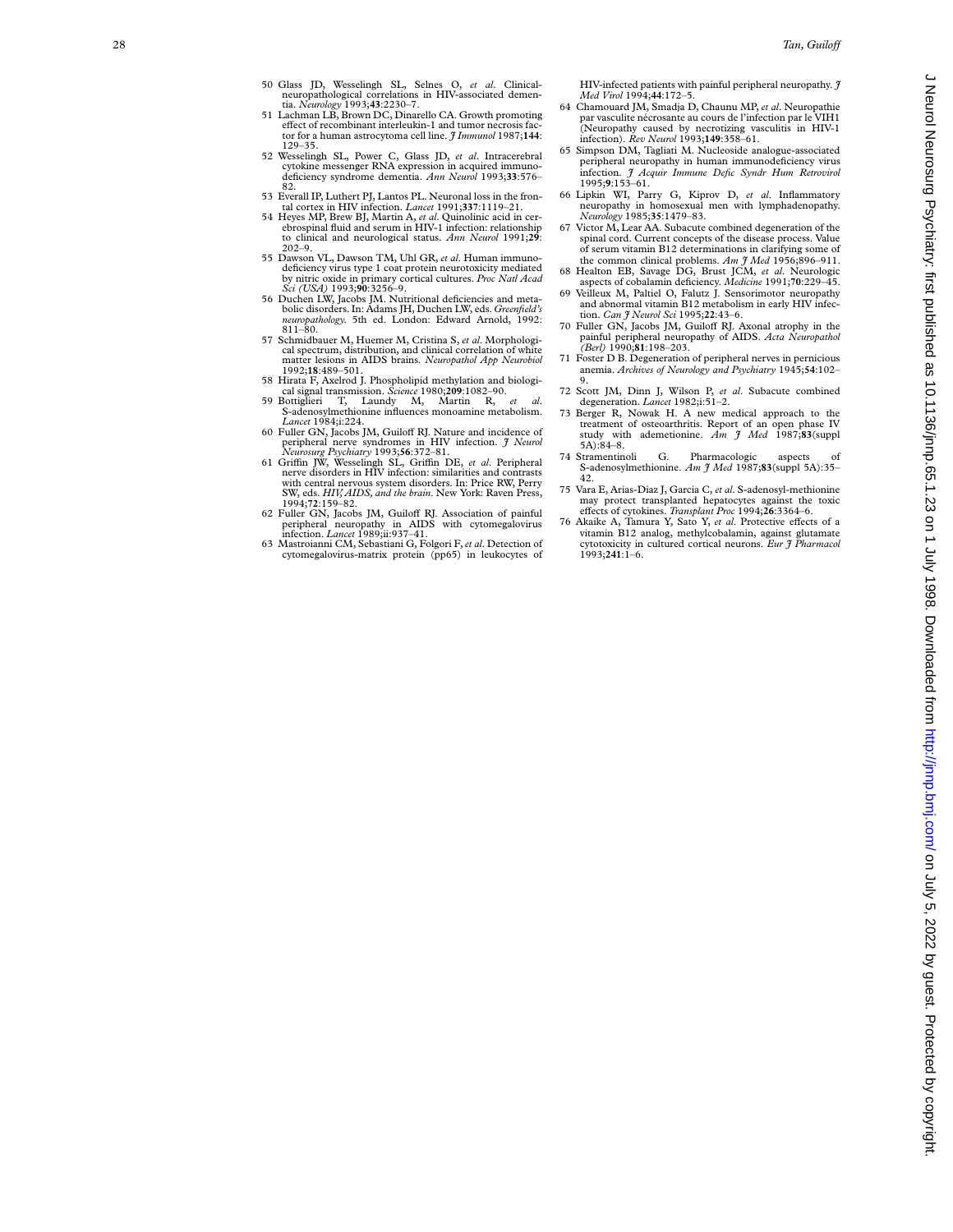50 Glass JD, Wesselingh SL, Selnes O, *et al*. Clinical-neuropathological correlations in HIV-associated dementia. *Neurology* 1993;**43**:2230–7.

51 Lachman LB, Brown DC, Dinarello CA. Growth promoting effect of recombinant interleukin-1 and tumor necrosis factor for a human astrocytoma cell line. *J Immunol* 1987;**144**: 129–35.

52 Wesselingh SL, Power C, Glass JD, *et al*. Intracerebral cytokine messenger RNA expression in acquired immunodeficiency syndrome dementia. *Ann Neurol* 1993;**33**:576–82.

53 Everall IP, Luthert PJ, Lantos PL. Neuronal loss in the frontal cortex in HIV infection. *Lancet* 1991;**337**:1119–21.

54 Heyes MP, Brew BJ, Martin A, *et al*. Quinolinic acid in cerebrospinal fluid and serum in HIV-1 infection: relationship to clinical and neurological status. *Ann Neurol* 1991;**29**: 202–9.

55 Dawson VL, Dawson TM, Uhl GR, *et al*. Human immunodeficiency virus type 1 coat protein neurotoxicity mediated by nitric oxide in primary cortical cultures. *Proc Natl Acad Sci (USA)* 1993;**90**:3256–9.

56 Duchen LW, Jacobs JM. Nutritional deficiencies and metabolic disorders. In: Adams JH, Duchen LW, eds. *Greenfield's neuropathology.* 5th ed. London: Edward Arnold, 1992: 811–80.

57 Schmidbauer M, Huemer M, Cristina S, *et al*. Morphological spectrum, distribution, and clinical correlation of white matter lesions in AIDS brains. *Neuropathol App Neurobiol* 1992;**18**:489–501.

58 Hirata F, Axelrod J. Phospholipid methylation and biological signal transmission. *Science* 1980;**209**:1082–90.

59 Bottiglieri T, Laundy M, Martin R, *et al*. S-adenosylmethionine influences monoamine metabolism. *Lancet* 1984;i:224.

60 Fuller GN, Jacobs JM, Guiloff RJ. Nature and incidence of peripheral nerve syndromes in HIV infection. *J Neurol Neurosurg Psychiatry* 1993;**56**:372–81.

61 Griffin JW, Wesselingh SL, Griffin DE, *et al*. Peripheral nerve disorders in HIV infection: similarities and contrasts with central nervous system disorders. In: Price RW, Perry SW, eds. *HIV, AIDS, and the brain*. New York: Raven Press, 1994;**72**:159–82.

62 Fuller GN, Jacobs JM, Guiloff RJ. Association of painful peripheral neuropathy in AIDS with cytomegalovirus infection. *Lancet* 1989;ii:937–41.

63 Mastroianni CM, Sebastiani G, Folgori F, *et al*. Detection of cytomegalovirus-matrix protein (pp65) in leukocytes of HIV-infected patients with painful peripheral neuropathy. *J Med Virol* 1994;**44**:172–5.

64 Chamouard JM, Smadja D, Chaunu MP, *et al*. Neuropathie par vasculite nécrosante au cours de l'infection par le VIH1 (Neuropathy caused by necrotizing vasculitis in HIV-1 infection). *Rev Neurol* 1993;**149**:358–61.

65 Simpson DM, Tagliati M. Nucleoside analogue-associated peripheral neuropathy in human immunodeficiency virus infection. *J Acquir Immune Defic Syndr Hum Retrovirol* 1995;**9**:153–61.

66 Lipkin WI, Parry G, Kiprov D, *et al*. Inflammatory neuropathy in homosexual men with lymphadenopathy. *Neurology* 1985;**35**:1479–83.

67 Victor M, Lear AA. Subacute combined degeneration of the spinal cord. Current concepts of the disease process. Value of serum vitamin B12 determinations in clarifying some of the common clinical problems. *Am J Med* 1956;896–911.

68 Healton EB, Savage DG, Brust JCM, *et al*. Neurologic aspects of cobalamin deficiency. *Medicine* 1991;**70**:229–45.

69 Veilleux M, Paltiel O, Falutz J. Sensorimotor neuropathy and abnormal vitamin B12 metabolism in early HIV infection. *Can J Neurol Sci* 1995;**22**:43–6.

70 Fuller GN, Jacobs JM, Guiloff RJ. Axonal atrophy in the painful peripheral neuropathy of AIDS. *Acta Neuropathol (Berl)* 1990;**81**:198–203.

71 Foster D B. Degeneration of peripheral nerves in pernicious anemia. *Archives of Neurology and Psychiatry* 1945;**54**:102–9.

72 Scott JM, Dinn J, Wilson P, *et al*. Subacute combined degeneration. *Lancet* 1982;i:51–2.

73 Berger R, Nowak H. A new medical approach to the treatment of osteoarthritis. Report of an open phase IV study with ademetionine. *Am J Med* 1987;**83**(suppl 5A):84–8.

74 Stramentinoli G. Pharmacologic aspects of S-adenosylmethionine. *Am J Med* 1987;**83**(suppl 5A):35–42.

75 Vara E, Arias-Diaz J, Garcia C, *et al*. S-adenosyl-methionine may protect transplanted hepatocytes against the toxic effects of cytokines. *Transplant Proc* 1994;**26**:3364–6.

76 Akaike A, Tamura Y, Sato Y, *et al*. Protective effects of a vitamin B12 analog, methylcobalamin, against glutamate cytotoxicity in cultured cortical neurons. *Eur J Pharmacol* 1993;**241**:1–6.